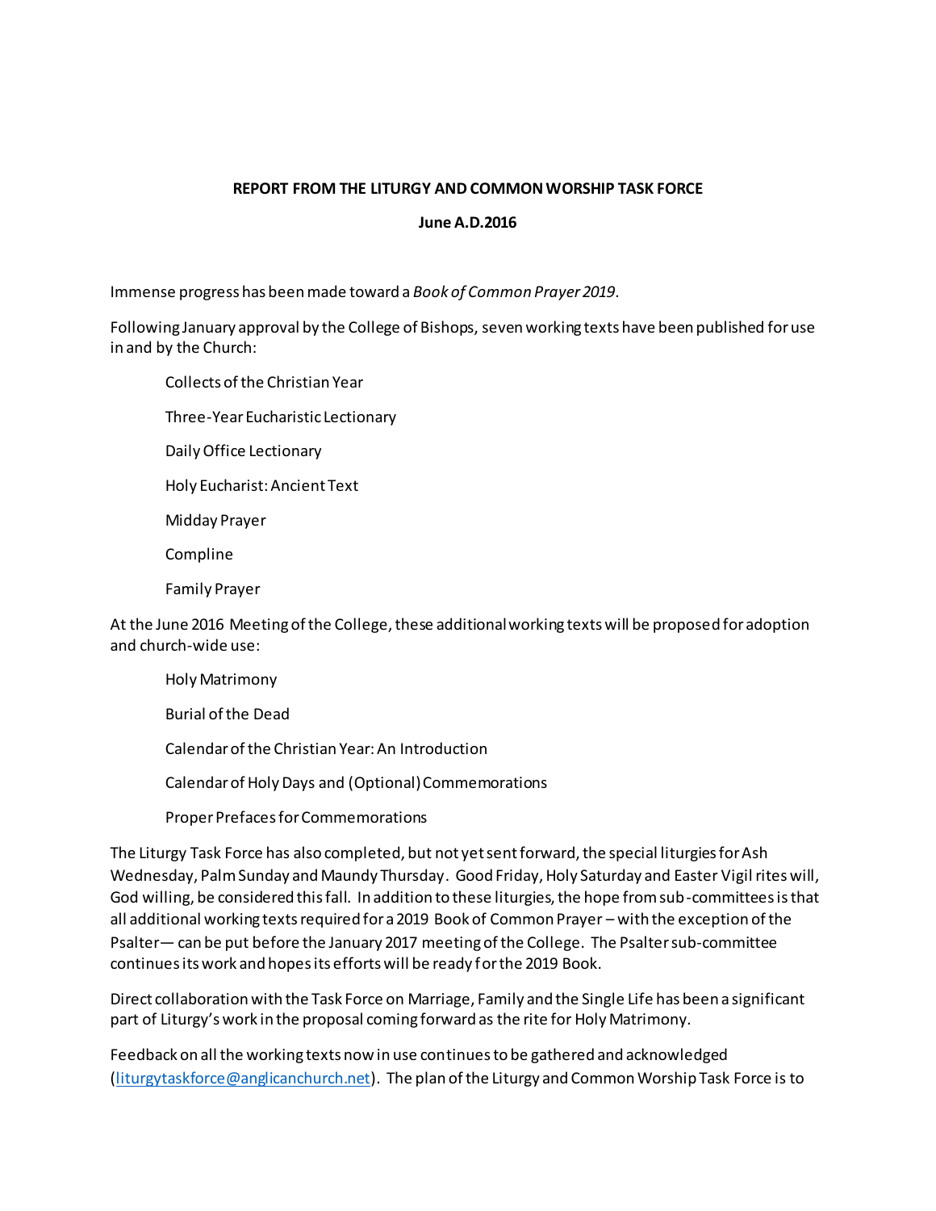**REPORT FROM THE LITURGY AND COMMON WORSHIP TASK FORCE**

**June A.D.2016**

Immense progress has been made toward a *Book of Common Prayer 2019*.

Following January approval by the College of Bishops, seven working texts have been published for use in and by the Church:

- Collects of the Christian Year
- Three-Year Eucharistic Lectionary
- Daily Office Lectionary
- Holy Eucharist: Ancient Text
- Midday Prayer
- Compline
- Family Prayer

At the June 2016 Meeting of the College, these additional working texts will be proposed for adoption and church-wide use:

- Holy Matrimony
- Burial of the Dead
- Calendar of the Christian Year: An Introduction
- Calendar of Holy Days and (Optional) Commemorations
- Proper Prefaces for Commemorations

The Liturgy Task Force has also completed, but not yet sent forward, the special liturgies for Ash Wednesday, Palm Sunday and Maundy Thursday. Good Friday, Holy Saturday and Easter Vigil rites will, God willing, be considered this fall. In addition to these liturgies, the hope from sub-committees is that all additional working texts required for a 2019 Book of Common Prayer – with the exception of the Psalter— can be put before the January 2017 meeting of the College. The Psalter sub-committee continues its work and hopes its efforts will be ready for the 2019 Book.

Direct collaboration with the Task Force on Marriage, Family and the Single Life has been a significant part of Liturgy's work in the proposal coming forward as the rite for Holy Matrimony.

Feedback on all the working texts now in use continues to be gathered and acknowledged (liturgytaskforce@anglicanchurch.net). The plan of the Liturgy and Common Worship Task Force is to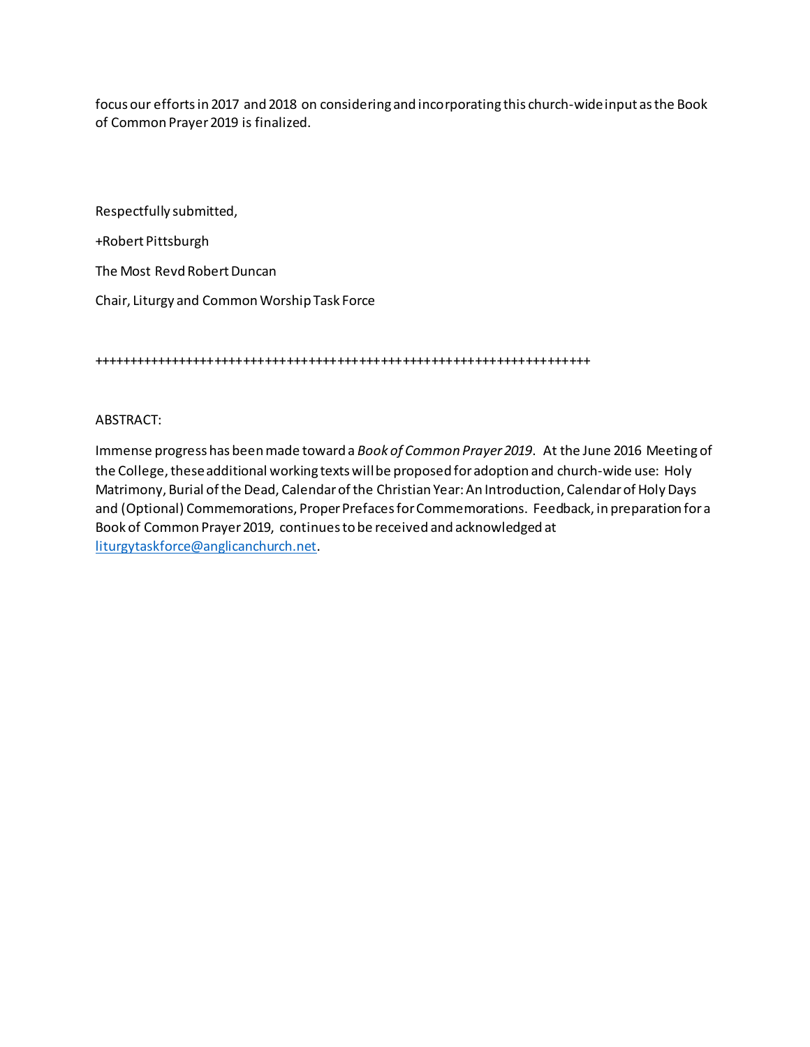focus our efforts in 2017 and 2018 on considering and incorporating this church-wide input as the Book of Common Prayer 2019 is finalized.

Respectfully submitted,

+Robert Pittsburgh

The Most Revd Robert Duncan

Chair, Liturgy and Common Worship Task Force

+++++++++++++++++++++++++++++++++++++++++++++++++++++++++++++++++++++++++

ABSTRACT:

Immense progress has been made toward a *Book of Common Prayer 2019*. At the June 2016 Meeting of the College, these additional working texts will be proposed for adoption and church-wide use: Holy Matrimony, Burial of the Dead, Calendar of the Christian Year: An Introduction, Calendar of Holy Days and (Optional) Commemorations, Proper Prefaces for Commemorations. Feedback, in preparation for a Book of Common Prayer 2019, continues to be received and acknowledged at liturgytaskforce@anglicanchurch.net.